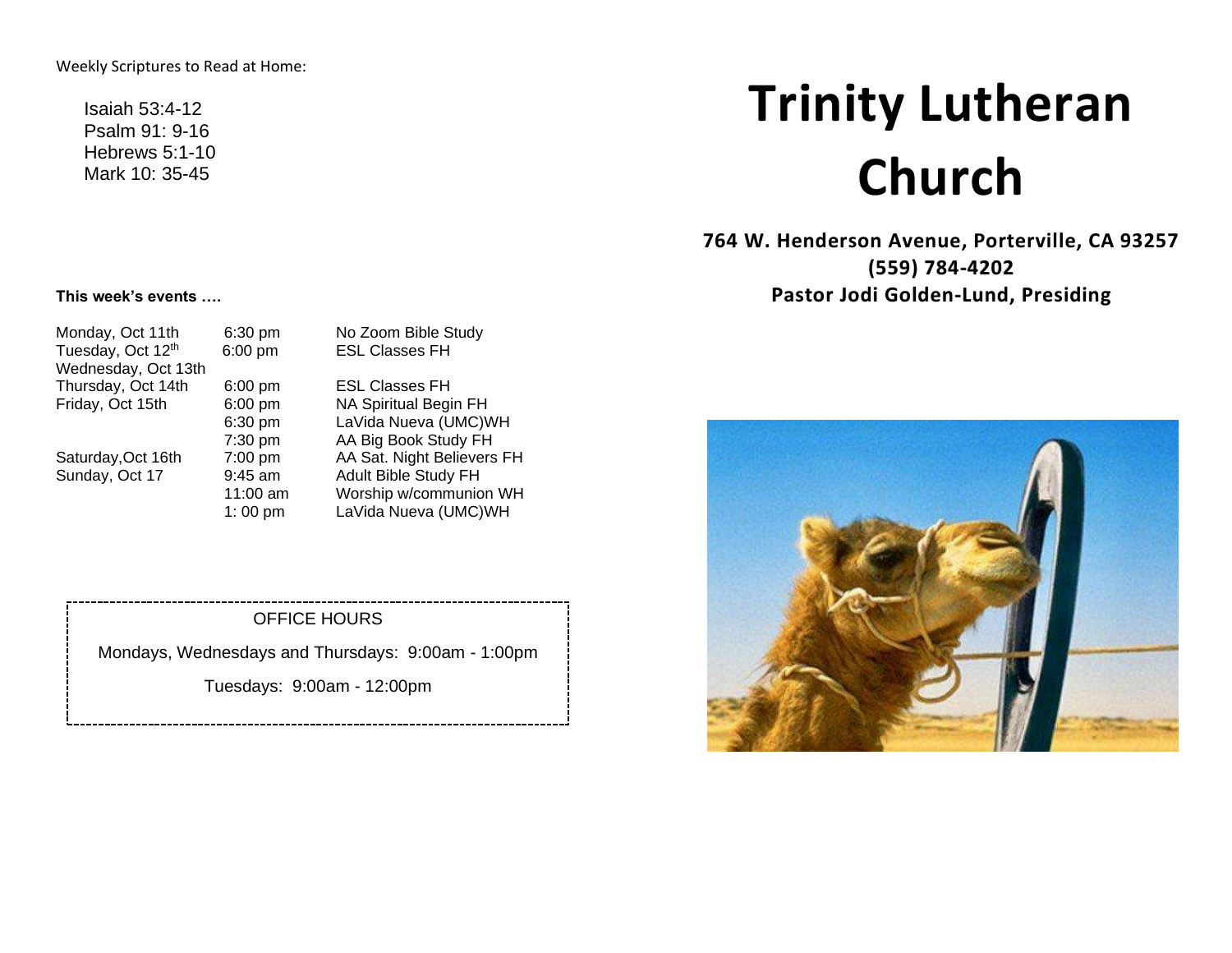Weekly Scriptures to Read at Home:

Isaiah 53:4-12
Psalm 91: 9-16
Hebrews 5:1-10
Mark 10: 35-45

**This week's events ….**

| | | |
|---|---|---|
| Monday, Oct 11th | 6:30 pm | No Zoom Bible Study |
| Tuesday, Oct 12th | 6:00 pm | ESL Classes FH |
| Wednesday, Oct 13th | | |
| Thursday, Oct 14th | 6:00 pm | ESL Classes FH |
| Friday, Oct 15th | 6:00 pm | NA Spiritual Begin FH |
| | 6:30 pm | LaVida Nueva (UMC)WH |
| | 7:30 pm | AA Big Book Study FH |
| Saturday,Oct 16th | 7:00 pm | AA Sat. Night Believers FH |
| Sunday, Oct 17 | 9:45 am | Adult Bible Study FH |
| | 11:00 am | Worship w/communion WH |
| | 1: 00 pm | LaVida Nueva (UMC)WH |

OFFICE HOURS

Mondays, Wednesdays and Thursdays: 9:00am - 1:00pm

Tuesdays: 9:00am - 12:00pm

# Trinity Lutheran Church

**764 W. Henderson Avenue, Porterville, CA 93257**
**(559) 784-4202**
**Pastor Jodi Golden-Lund, Presiding**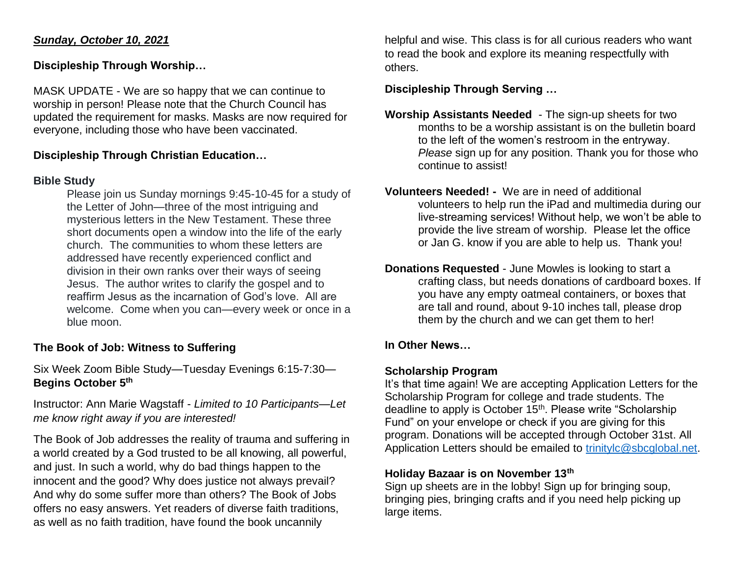***Sunday, October 10, 2021***

**Discipleship Through Worship…**

MASK UPDATE - We are so happy that we can continue to worship in person! Please note that the Church Council has updated the requirement for masks. Masks are now required for everyone, including those who have been vaccinated.

**Discipleship Through Christian Education…**

**Bible Study**

Please join us Sunday mornings 9:45-10-45 for a study of the Letter of John—three of the most intriguing and mysterious letters in the New Testament. These three short documents open a window into the life of the early church. The communities to whom these letters are addressed have recently experienced conflict and division in their own ranks over their ways of seeing Jesus. The author writes to clarify the gospel and to reaffirm Jesus as the incarnation of God's love. All are welcome. Come when you can—every week or once in a blue moon.

**The Book of Job: Witness to Suffering**

Six Week Zoom Bible Study—Tuesday Evenings 6:15-7:30—**Begins October 5th**

Instructor: Ann Marie Wagstaff - *Limited to 10 Participants—Let me know right away if you are interested!*

The Book of Job addresses the reality of trauma and suffering in a world created by a God trusted to be all knowing, all powerful, and just. In such a world, why do bad things happen to the innocent and the good? Why does justice not always prevail? And why do some suffer more than others? The Book of Jobs offers no easy answers. Yet readers of diverse faith traditions, as well as no faith tradition, have found the book uncannily helpful and wise. This class is for all curious readers who want to read the book and explore its meaning respectfully with others.

**Discipleship Through Serving …**

**Worship Assistants Needed** - The sign-up sheets for two months to be a worship assistant is on the bulletin board to the left of the women's restroom in the entryway. *Please* sign up for any position. Thank you for those who continue to assist!

**Volunteers Needed! -** We are in need of additional volunteers to help run the iPad and multimedia during our live-streaming services! Without help, we won't be able to provide the live stream of worship. Please let the office or Jan G. know if you are able to help us. Thank you!

**Donations Requested** - June Mowles is looking to start a crafting class, but needs donations of cardboard boxes. If you have any empty oatmeal containers, or boxes that are tall and round, about 9-10 inches tall, please drop them by the church and we can get them to her!

**In Other News…**

**Scholarship Program**

It's that time again! We are accepting Application Letters for the Scholarship Program for college and trade students. The deadline to apply is October 15th. Please write "Scholarship Fund" on your envelope or check if you are giving for this program. Donations will be accepted through October 31st. All Application Letters should be emailed to trinitylc@sbcglobal.net.

**Holiday Bazaar is on November 13th**

Sign up sheets are in the lobby! Sign up for bringing soup, bringing pies, bringing crafts and if you need help picking up large items.